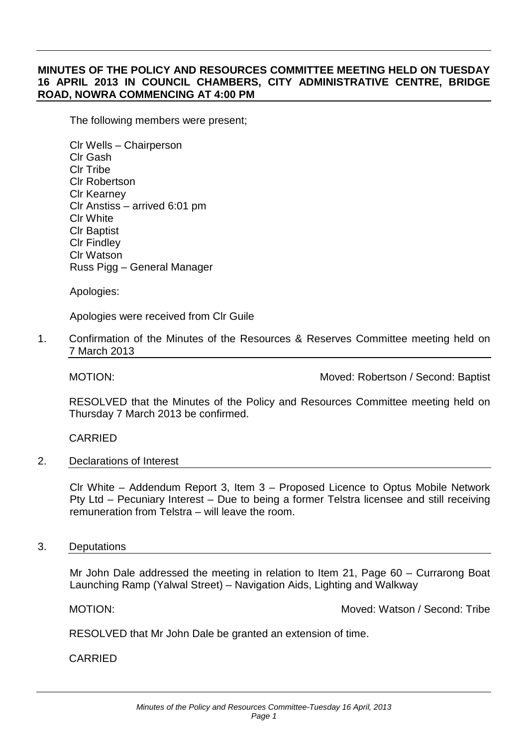**MINUTES OF THE POLICY AND RESOURCES COMMITTEE MEETING HELD ON TUESDAY 16 APRIL 2013 IN COUNCIL CHAMBERS, CITY ADMINISTRATIVE CENTRE, BRIDGE ROAD, NOWRA COMMENCING AT 4:00 PM**

The following members were present;

Clr Wells – Chairperson
Clr Gash
Clr Tribe
Clr Robertson
Clr Kearney
Clr Anstiss – arrived 6:01 pm
Clr White
Clr Baptist
Clr Findley
Clr Watson
Russ Pigg – General Manager

Apologies:

Apologies were received from Clr Guile

1. Confirmation of the Minutes of the Resources & Reserves Committee meeting held on 7 March 2013

MOTION: Moved: Robertson / Second: Baptist

RESOLVED that the Minutes of the Policy and Resources Committee meeting held on Thursday 7 March 2013 be confirmed.

CARRIED

2. Declarations of Interest

Clr White – Addendum Report 3, Item 3 – Proposed Licence to Optus Mobile Network Pty Ltd – Pecuniary Interest – Due to being a former Telstra licensee and still receiving remuneration from Telstra – will leave the room.

3. Deputations

Mr John Dale addressed the meeting in relation to Item 21, Page 60 – Currarong Boat Launching Ramp (Yalwal Street) – Navigation Aids, Lighting and Walkway

MOTION: Moved: Watson / Second: Tribe

RESOLVED that Mr John Dale be granted an extension of time.

CARRIED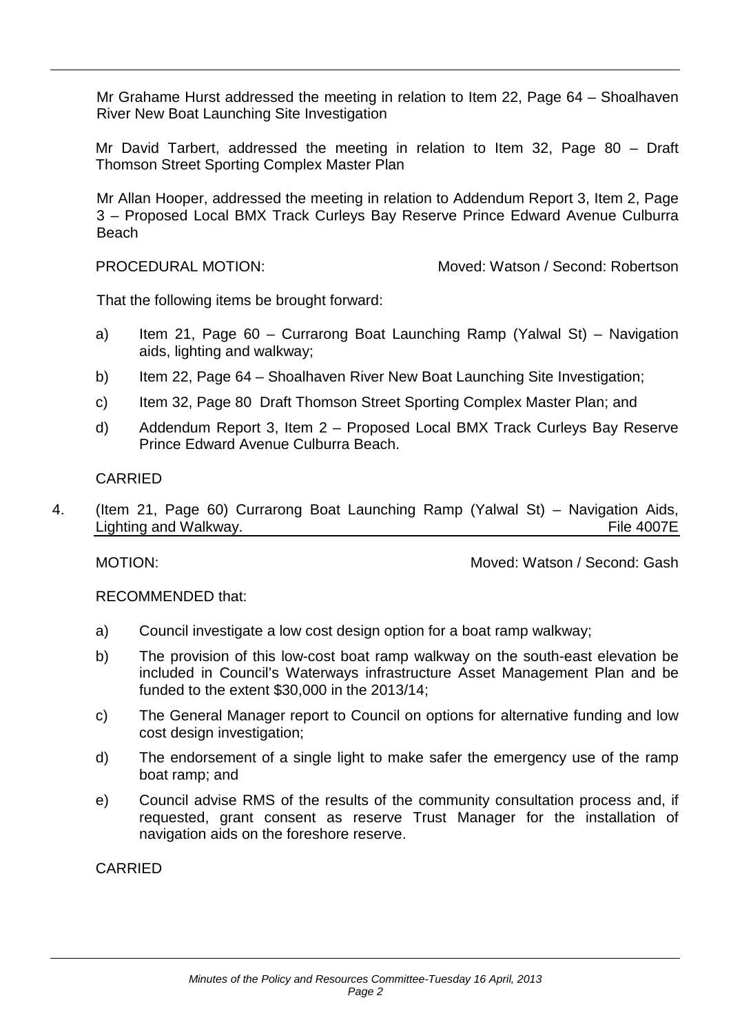Mr Grahame Hurst addressed the meeting in relation to Item 22, Page 64 – Shoalhaven River New Boat Launching Site Investigation

Mr David Tarbert, addressed the meeting in relation to Item 32, Page 80 – Draft Thomson Street Sporting Complex Master Plan

Mr Allan Hooper, addressed the meeting in relation to Addendum Report 3, Item 2, Page 3 – Proposed Local BMX Track Curleys Bay Reserve Prince Edward Avenue Culburra Beach

PROCEDURAL MOTION: Moved: Watson / Second: Robertson

That the following items be brought forward:

a) Item 21, Page 60 – Currarong Boat Launching Ramp (Yalwal St) – Navigation aids, lighting and walkway;

b) Item 22, Page 64 – Shoalhaven River New Boat Launching Site Investigation;

c) Item 32, Page 80 Draft Thomson Street Sporting Complex Master Plan; and

d) Addendum Report 3, Item 2 – Proposed Local BMX Track Curleys Bay Reserve Prince Edward Avenue Culburra Beach.

CARRIED

4. (Item 21, Page 60) Currarong Boat Launching Ramp (Yalwal St) – Navigation Aids, Lighting and Walkway. File 4007E

MOTION: Moved: Watson / Second: Gash

RECOMMENDED that:

a) Council investigate a low cost design option for a boat ramp walkway;

b) The provision of this low-cost boat ramp walkway on the south-east elevation be included in Council's Waterways infrastructure Asset Management Plan and be funded to the extent $30,000 in the 2013/14;

c) The General Manager report to Council on options for alternative funding and low cost design investigation;

d) The endorsement of a single light to make safer the emergency use of the ramp boat ramp; and

e) Council advise RMS of the results of the community consultation process and, if requested, grant consent as reserve Trust Manager for the installation of navigation aids on the foreshore reserve.

CARRIED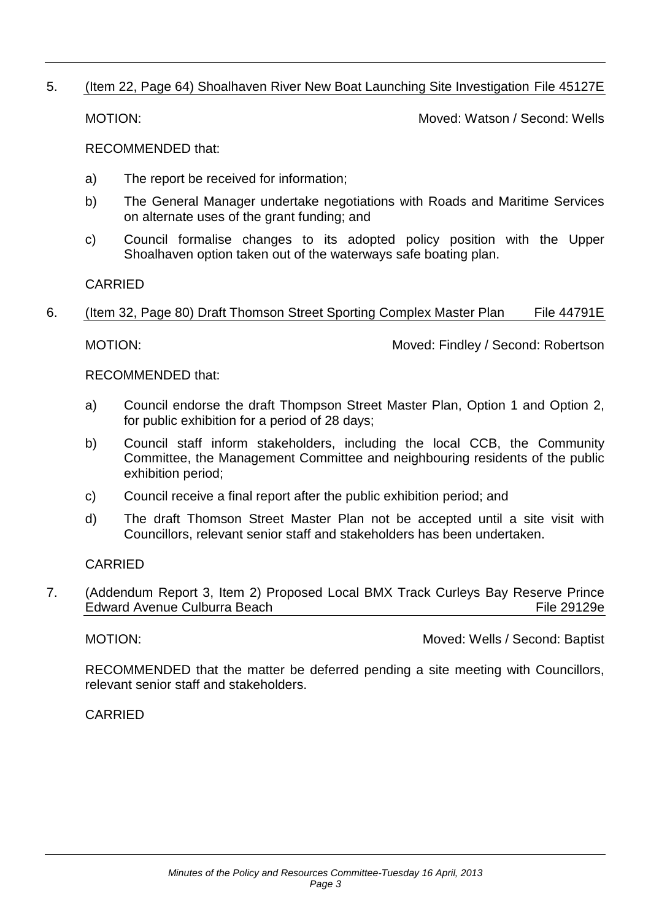5. (Item 22, Page 64) Shoalhaven River New Boat Launching Site Investigation File 45127E

MOTION: Moved: Watson / Second: Wells

RECOMMENDED that:

a) The report be received for information;

b) The General Manager undertake negotiations with Roads and Maritime Services on alternate uses of the grant funding; and

c) Council formalise changes to its adopted policy position with the Upper Shoalhaven option taken out of the waterways safe boating plan.

CARRIED

6. (Item 32, Page 80) Draft Thomson Street Sporting Complex Master Plan File 44791E

MOTION: Moved: Findley / Second: Robertson

RECOMMENDED that:

a) Council endorse the draft Thompson Street Master Plan, Option 1 and Option 2, for public exhibition for a period of 28 days;

b) Council staff inform stakeholders, including the local CCB, the Community Committee, the Management Committee and neighbouring residents of the public exhibition period;

c) Council receive a final report after the public exhibition period; and

d) The draft Thomson Street Master Plan not be accepted until a site visit with Councillors, relevant senior staff and stakeholders has been undertaken.

CARRIED

7. (Addendum Report 3, Item 2) Proposed Local BMX Track Curleys Bay Reserve Prince Edward Avenue Culburra Beach File 29129e

MOTION: Moved: Wells / Second: Baptist

RECOMMENDED that the matter be deferred pending a site meeting with Councillors, relevant senior staff and stakeholders.

CARRIED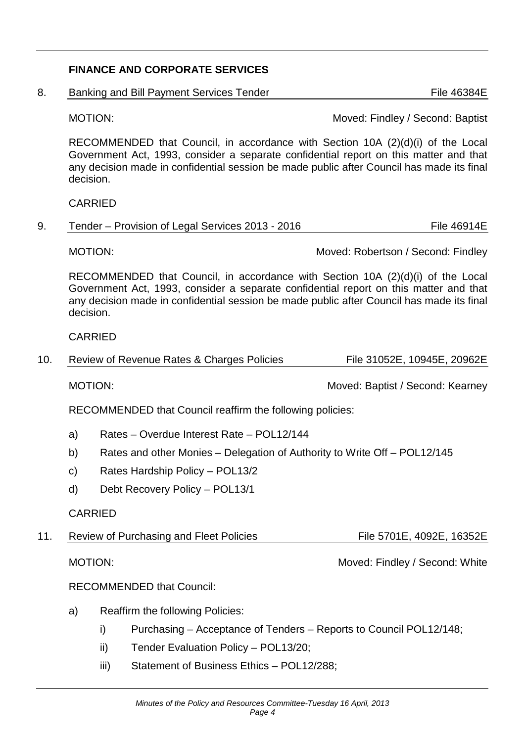## FINANCE AND CORPORATE SERVICES

**8. Banking and Bill Payment Services Tender** — File 46384E

MOTION: Moved: Findley / Second: Baptist

RECOMMENDED that Council, in accordance with Section 10A (2)(d)(i) of the Local Government Act, 1993, consider a separate confidential report on this matter and that any decision made in confidential session be made public after Council has made its final decision.

CARRIED

**9. Tender – Provision of Legal Services 2013 - 2016** — File 46914E

MOTION: Moved: Robertson / Second: Findley

RECOMMENDED that Council, in accordance with Section 10A (2)(d)(i) of the Local Government Act, 1993, consider a separate confidential report on this matter and that any decision made in confidential session be made public after Council has made its final decision.

CARRIED

**10. Review of Revenue Rates & Charges Policies** — File 31052E, 10945E, 20962E

MOTION: Moved: Baptist / Second: Kearney

RECOMMENDED that Council reaffirm the following policies:

a) Rates – Overdue Interest Rate – POL12/144

b) Rates and other Monies – Delegation of Authority to Write Off – POL12/145

c) Rates Hardship Policy – POL13/2

d) Debt Recovery Policy – POL13/1

CARRIED

**11. Review of Purchasing and Fleet Policies** — File 5701E, 4092E, 16352E

MOTION: Moved: Findley / Second: White

RECOMMENDED that Council:

a) Reaffirm the following Policies:

   i) Purchasing – Acceptance of Tenders – Reports to Council POL12/148;

   ii) Tender Evaluation Policy – POL13/20;

   iii) Statement of Business Ethics – POL12/288;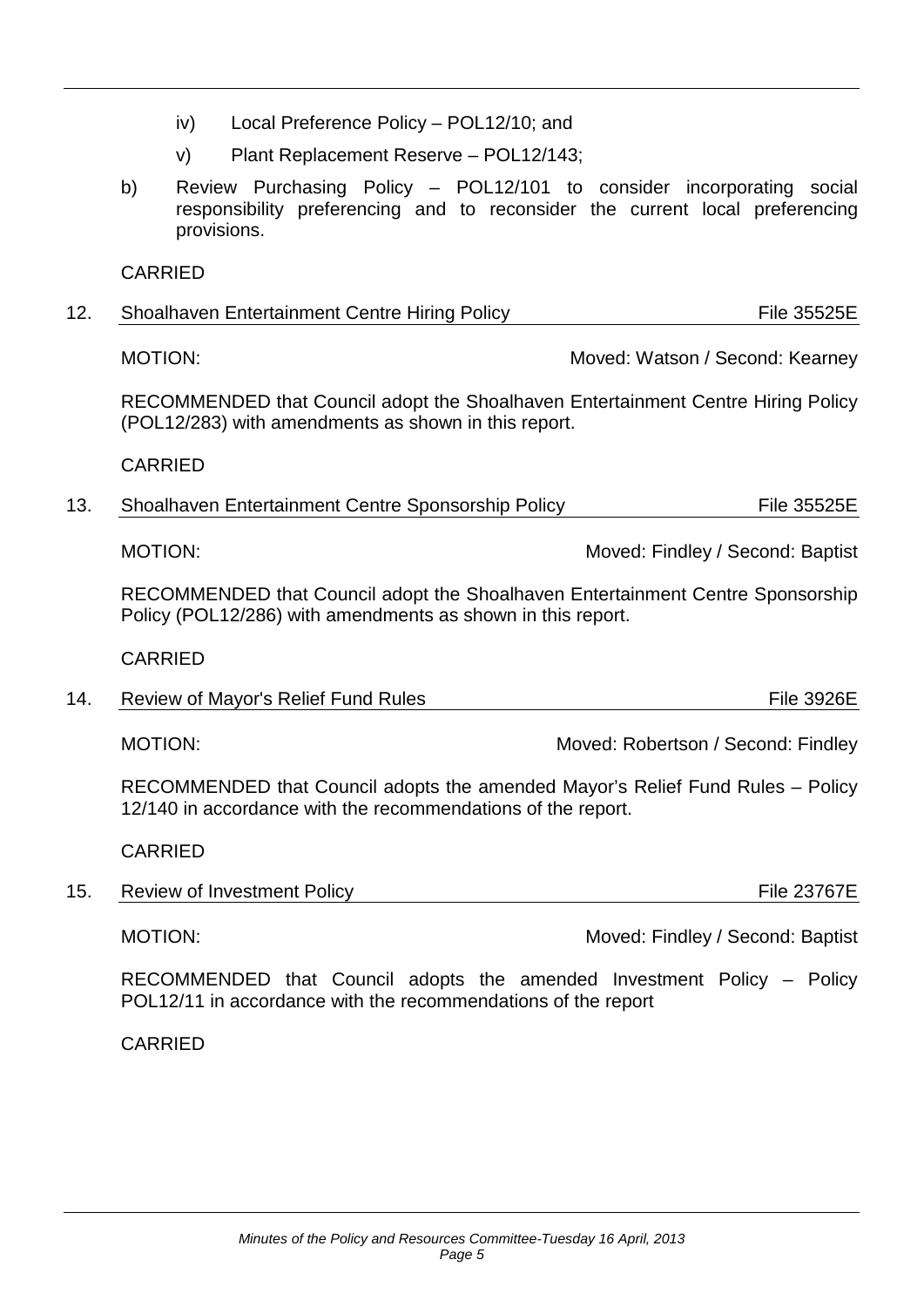iv) Local Preference Policy – POL12/10; and

   v) Plant Replacement Reserve – POL12/143;

b) Review Purchasing Policy – POL12/101 to consider incorporating social responsibility preferencing and to reconsider the current local preferencing provisions.

CARRIED

## 12. Shoalhaven Entertainment Centre Hiring Policy — File 35525E

MOTION: Moved: Watson / Second: Kearney

RECOMMENDED that Council adopt the Shoalhaven Entertainment Centre Hiring Policy (POL12/283) with amendments as shown in this report.

CARRIED

## 13. Shoalhaven Entertainment Centre Sponsorship Policy — File 35525E

MOTION: Moved: Findley / Second: Baptist

RECOMMENDED that Council adopt the Shoalhaven Entertainment Centre Sponsorship Policy (POL12/286) with amendments as shown in this report.

CARRIED

## 14. Review of Mayor's Relief Fund Rules — File 3926E

MOTION: Moved: Robertson / Second: Findley

RECOMMENDED that Council adopts the amended Mayor's Relief Fund Rules – Policy 12/140 in accordance with the recommendations of the report.

CARRIED

## 15. Review of Investment Policy — File 23767E

MOTION: Moved: Findley / Second: Baptist

RECOMMENDED that Council adopts the amended Investment Policy – Policy POL12/11 in accordance with the recommendations of the report

CARRIED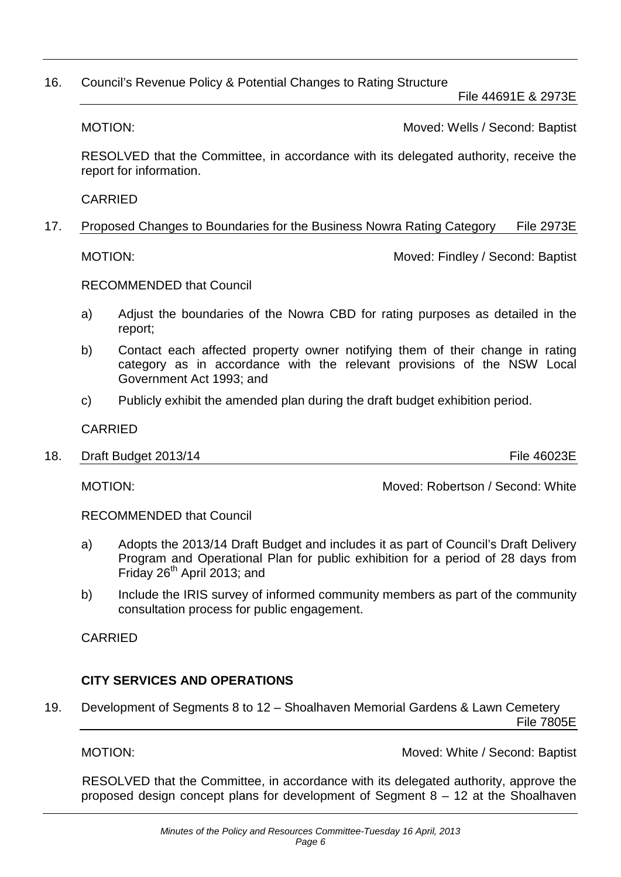16. Council's Revenue Policy & Potential Changes to Rating Structure File 44691E & 2973E

MOTION: Moved: Wells / Second: Baptist

RESOLVED that the Committee, in accordance with its delegated authority, receive the report for information.

CARRIED

17. Proposed Changes to Boundaries for the Business Nowra Rating Category File 2973E

MOTION: Moved: Findley / Second: Baptist

RECOMMENDED that Council

a) Adjust the boundaries of the Nowra CBD for rating purposes as detailed in the report;

b) Contact each affected property owner notifying them of their change in rating category as in accordance with the relevant provisions of the NSW Local Government Act 1993; and

c) Publicly exhibit the amended plan during the draft budget exhibition period.

CARRIED

18. Draft Budget 2013/14 File 46023E

MOTION: Moved: Robertson / Second: White

RECOMMENDED that Council

a) Adopts the 2013/14 Draft Budget and includes it as part of Council's Draft Delivery Program and Operational Plan for public exhibition for a period of 28 days from Friday 26th April 2013; and

b) Include the IRIS survey of informed community members as part of the community consultation process for public engagement.

CARRIED

## CITY SERVICES AND OPERATIONS

19. Development of Segments 8 to 12 – Shoalhaven Memorial Gardens & Lawn Cemetery File 7805E

MOTION: Moved: White / Second: Baptist

RESOLVED that the Committee, in accordance with its delegated authority, approve the proposed design concept plans for development of Segment 8 – 12 at the Shoalhaven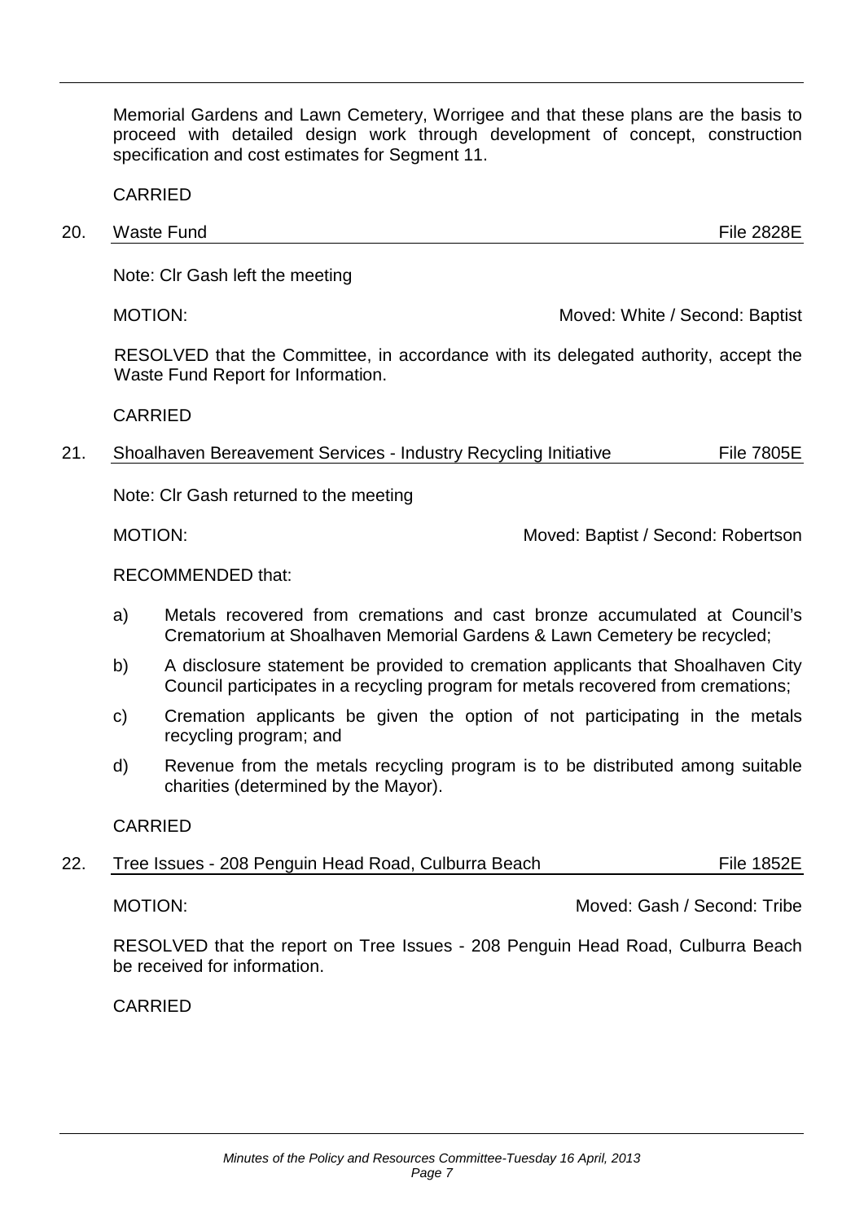Memorial Gardens and Lawn Cemetery, Worrigee and that these plans are the basis to proceed with detailed design work through development of concept, construction specification and cost estimates for Segment 11.

CARRIED

20. Waste Fund — File 2828E

Note: Clr Gash left the meeting

MOTION: Moved: White / Second: Baptist

RESOLVED that the Committee, in accordance with its delegated authority, accept the Waste Fund Report for Information.

CARRIED

21. Shoalhaven Bereavement Services - Industry Recycling Initiative — File 7805E

Note: Clr Gash returned to the meeting

MOTION: Moved: Baptist / Second: Robertson

RECOMMENDED that:

a) Metals recovered from cremations and cast bronze accumulated at Council's Crematorium at Shoalhaven Memorial Gardens & Lawn Cemetery be recycled;

b) A disclosure statement be provided to cremation applicants that Shoalhaven City Council participates in a recycling program for metals recovered from cremations;

c) Cremation applicants be given the option of not participating in the metals recycling program; and

d) Revenue from the metals recycling program is to be distributed among suitable charities (determined by the Mayor).

CARRIED

22. Tree Issues - 208 Penguin Head Road, Culburra Beach — File 1852E

MOTION: Moved: Gash / Second: Tribe

RESOLVED that the report on Tree Issues - 208 Penguin Head Road, Culburra Beach be received for information.

CARRIED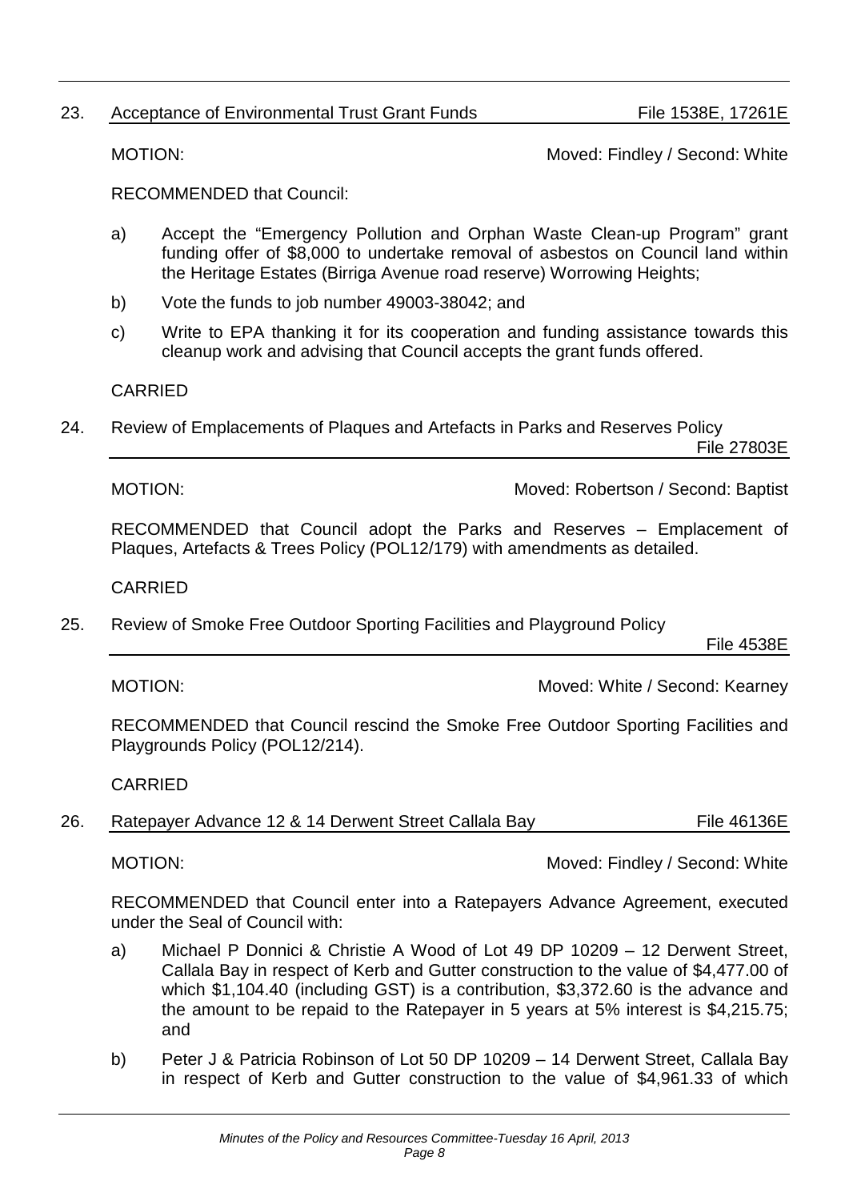## 23. Acceptance of Environmental Trust Grant Funds File 1538E, 17261E

MOTION: Moved: Findley / Second: White

RECOMMENDED that Council:

a) Accept the "Emergency Pollution and Orphan Waste Clean-up Program" grant funding offer of $8,000 to undertake removal of asbestos on Council land within the Heritage Estates (Birriga Avenue road reserve) Worrowing Heights;

b) Vote the funds to job number 49003-38042; and

c) Write to EPA thanking it for its cooperation and funding assistance towards this cleanup work and advising that Council accepts the grant funds offered.

CARRIED

## 24. Review of Emplacements of Plaques and Artefacts in Parks and Reserves Policy File 27803E

MOTION: Moved: Robertson / Second: Baptist

RECOMMENDED that Council adopt the Parks and Reserves – Emplacement of Plaques, Artefacts & Trees Policy (POL12/179) with amendments as detailed.

CARRIED

## 25. Review of Smoke Free Outdoor Sporting Facilities and Playground Policy File 4538E

MOTION: Moved: White / Second: Kearney

RECOMMENDED that Council rescind the Smoke Free Outdoor Sporting Facilities and Playgrounds Policy (POL12/214).

CARRIED

## 26. Ratepayer Advance 12 & 14 Derwent Street Callala Bay File 46136E

MOTION: Moved: Findley / Second: White

RECOMMENDED that Council enter into a Ratepayers Advance Agreement, executed under the Seal of Council with:

a) Michael P Donnici & Christie A Wood of Lot 49 DP 10209 – 12 Derwent Street, Callala Bay in respect of Kerb and Gutter construction to the value of $4,477.00 of which $1,104.40 (including GST) is a contribution, $3,372.60 is the advance and the amount to be repaid to the Ratepayer in 5 years at 5% interest is $4,215.75; and

b) Peter J & Patricia Robinson of Lot 50 DP 10209 – 14 Derwent Street, Callala Bay in respect of Kerb and Gutter construction to the value of $4,961.33 of which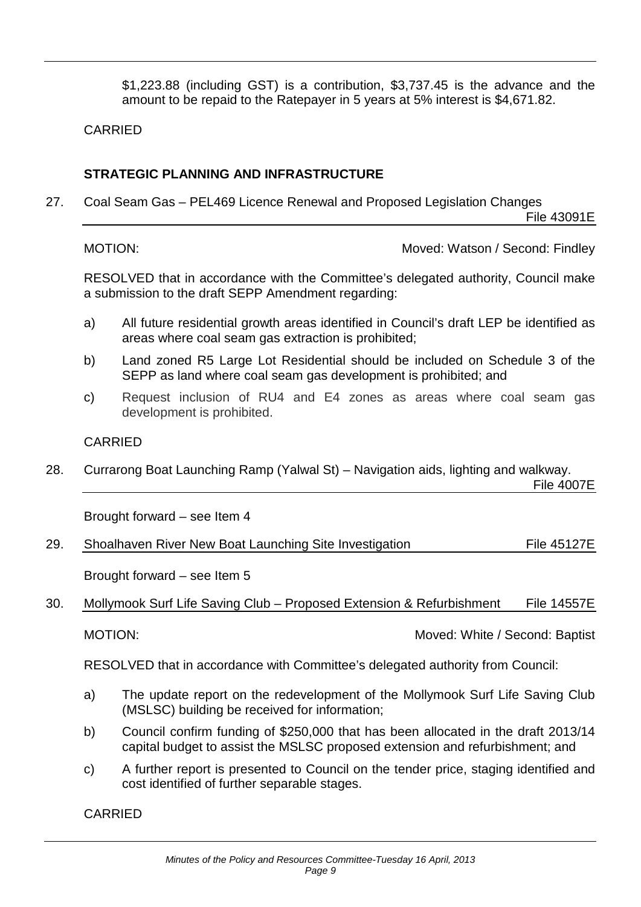$1,223.88 (including GST) is a contribution, $3,737.45 is the advance and the amount to be repaid to the Ratepayer in 5 years at 5% interest is $4,671.82.

CARRIED

## STRATEGIC PLANNING AND INFRASTRUCTURE

### 27. Coal Seam Gas – PEL469 Licence Renewal and Proposed Legislation Changes
File 43091E

MOTION: Moved: Watson / Second: Findley

RESOLVED that in accordance with the Committee's delegated authority, Council make a submission to the draft SEPP Amendment regarding:

a) All future residential growth areas identified in Council's draft LEP be identified as areas where coal seam gas extraction is prohibited;

b) Land zoned R5 Large Lot Residential should be included on Schedule 3 of the SEPP as land where coal seam gas development is prohibited; and

c) Request inclusion of RU4 and E4 zones as areas where coal seam gas development is prohibited.

CARRIED

### 28. Currarong Boat Launching Ramp (Yalwal St) – Navigation aids, lighting and walkway.
File 4007E

Brought forward – see Item 4

### 29. Shoalhaven River New Boat Launching Site Investigation
File 45127E

Brought forward – see Item 5

### 30. Mollymook Surf Life Saving Club – Proposed Extension & Refurbishment
File 14557E

MOTION: Moved: White / Second: Baptist

RESOLVED that in accordance with Committee's delegated authority from Council:

a) The update report on the redevelopment of the Mollymook Surf Life Saving Club (MSLSC) building be received for information;

b) Council confirm funding of $250,000 that has been allocated in the draft 2013/14 capital budget to assist the MSLSC proposed extension and refurbishment; and

c) A further report is presented to Council on the tender price, staging identified and cost identified of further separable stages.

CARRIED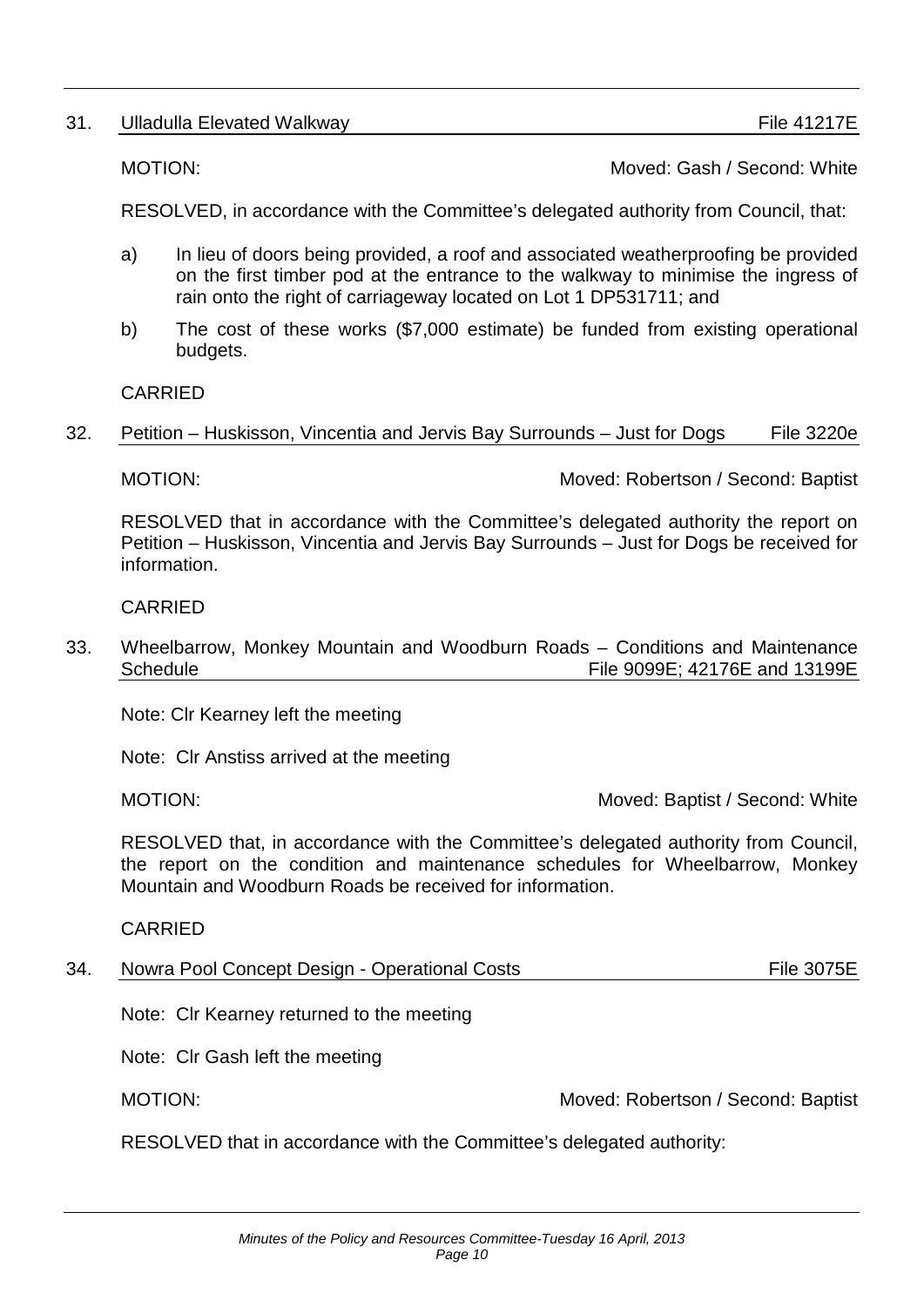31. Ulladulla Elevated Walkway File 41217E

MOTION: Moved: Gash / Second: White

RESOLVED, in accordance with the Committee's delegated authority from Council, that:

a) In lieu of doors being provided, a roof and associated weatherproofing be provided on the first timber pod at the entrance to the walkway to minimise the ingress of rain onto the right of carriageway located on Lot 1 DP531711; and

b) The cost of these works ($7,000 estimate) be funded from existing operational budgets.

CARRIED

32. Petition – Huskisson, Vincentia and Jervis Bay Surrounds – Just for Dogs File 3220e

MOTION: Moved: Robertson / Second: Baptist

RESOLVED that in accordance with the Committee's delegated authority the report on Petition – Huskisson, Vincentia and Jervis Bay Surrounds – Just for Dogs be received for information.

CARRIED

33. Wheelbarrow, Monkey Mountain and Woodburn Roads – Conditions and Maintenance Schedule File 9099E; 42176E and 13199E

Note: Clr Kearney left the meeting

Note: Clr Anstiss arrived at the meeting

MOTION: Moved: Baptist / Second: White

RESOLVED that, in accordance with the Committee's delegated authority from Council, the report on the condition and maintenance schedules for Wheelbarrow, Monkey Mountain and Woodburn Roads be received for information.

CARRIED

34. Nowra Pool Concept Design - Operational Costs File 3075E

Note: Clr Kearney returned to the meeting

Note: Clr Gash left the meeting

MOTION: Moved: Robertson / Second: Baptist

RESOLVED that in accordance with the Committee's delegated authority: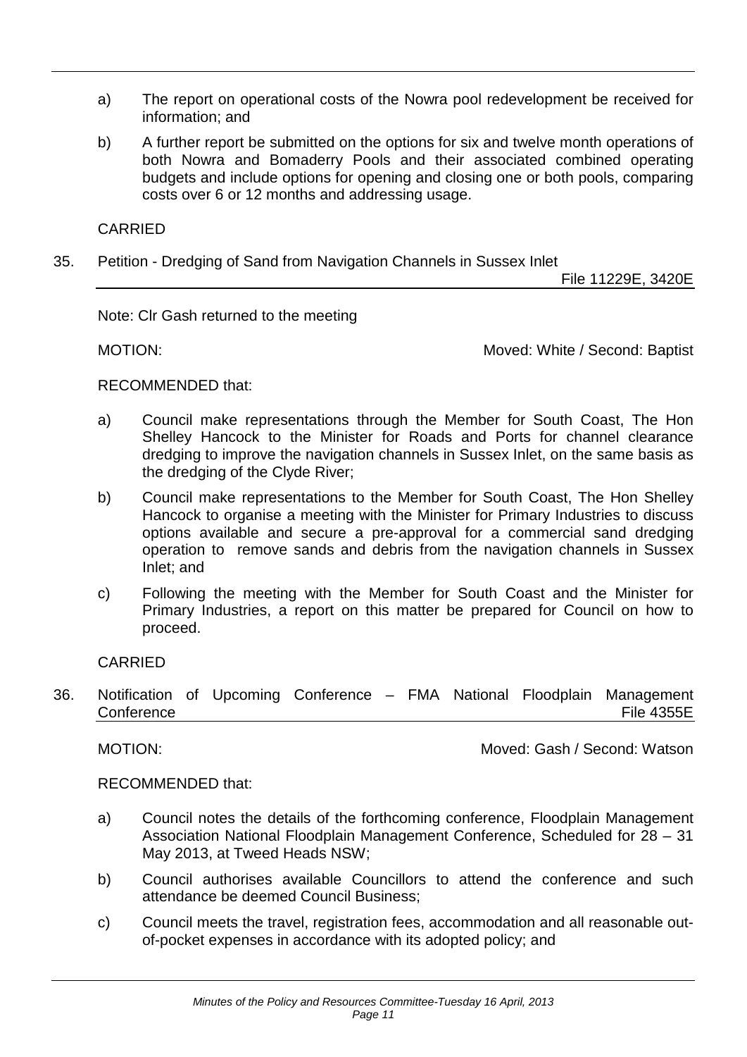a) The report on operational costs of the Nowra pool redevelopment be received for information; and

b) A further report be submitted on the options for six and twelve month operations of both Nowra and Bomaderry Pools and their associated combined operating budgets and include options for opening and closing one or both pools, comparing costs over 6 or 12 months and addressing usage.

CARRIED

35. Petition - Dredging of Sand from Navigation Channels in Sussex Inlet File 11229E, 3420E

Note: Clr Gash returned to the meeting

MOTION: Moved: White / Second: Baptist

RECOMMENDED that:

a) Council make representations through the Member for South Coast, The Hon Shelley Hancock to the Minister for Roads and Ports for channel clearance dredging to improve the navigation channels in Sussex Inlet, on the same basis as the dredging of the Clyde River;

b) Council make representations to the Member for South Coast, The Hon Shelley Hancock to organise a meeting with the Minister for Primary Industries to discuss options available and secure a pre-approval for a commercial sand dredging operation to remove sands and debris from the navigation channels in Sussex Inlet; and

c) Following the meeting with the Member for South Coast and the Minister for Primary Industries, a report on this matter be prepared for Council on how to proceed.

CARRIED

36. Notification of Upcoming Conference – FMA National Floodplain Management Conference File 4355E

MOTION: Moved: Gash / Second: Watson

RECOMMENDED that:

a) Council notes the details of the forthcoming conference, Floodplain Management Association National Floodplain Management Conference, Scheduled for 28 – 31 May 2013, at Tweed Heads NSW;

b) Council authorises available Councillors to attend the conference and such attendance be deemed Council Business;

c) Council meets the travel, registration fees, accommodation and all reasonable out-of-pocket expenses in accordance with its adopted policy; and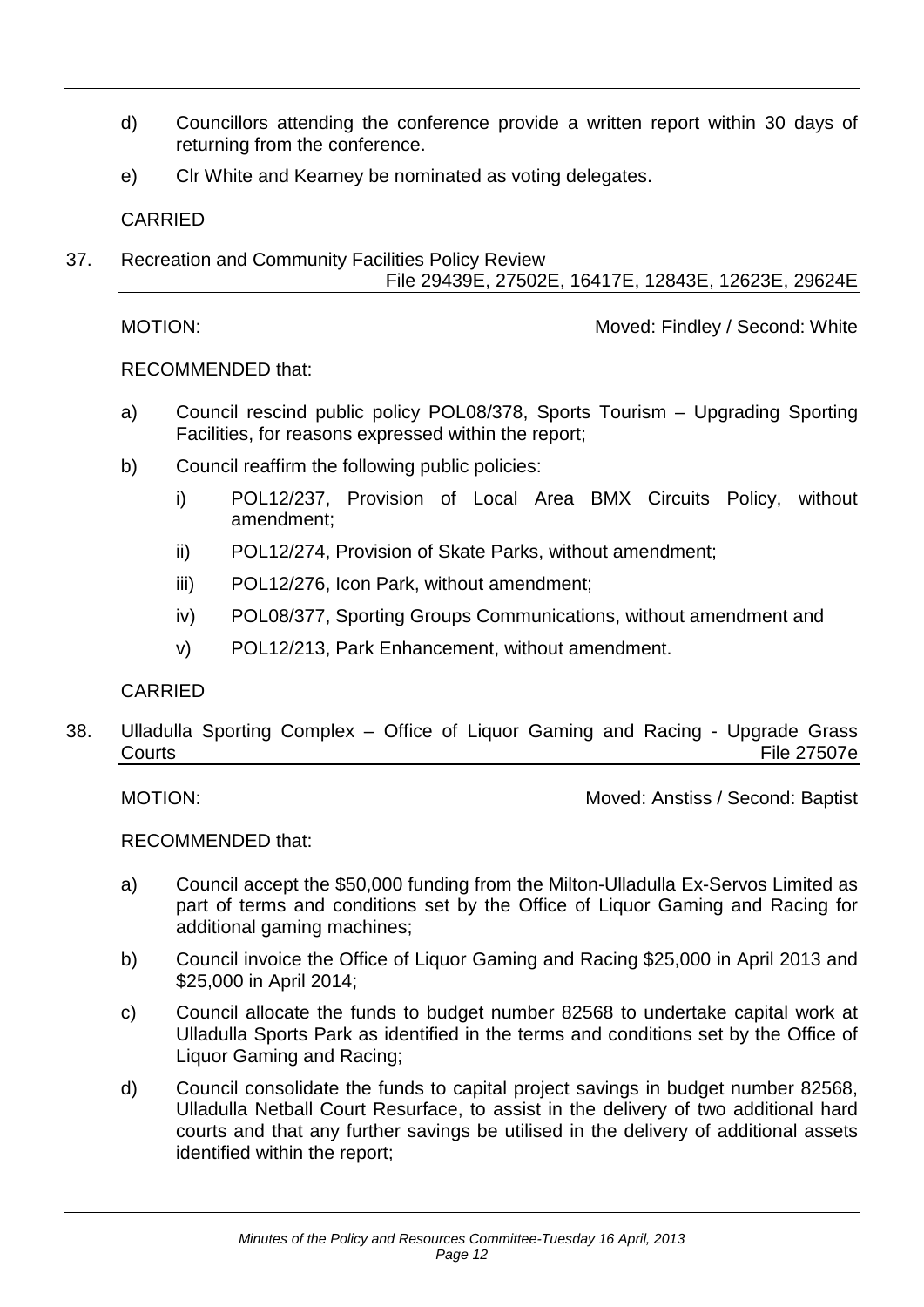d) Councillors attending the conference provide a written report within 30 days of returning from the conference.

e) Clr White and Kearney be nominated as voting delegates.

CARRIED

37. Recreation and Community Facilities Policy Review  
File 29439E, 27502E, 16417E, 12843E, 12623E, 29624E

MOTION: Moved: Findley / Second: White

RECOMMENDED that:

a) Council rescind public policy POL08/378, Sports Tourism – Upgrading Sporting Facilities, for reasons expressed within the report;

b) Council reaffirm the following public policies:

   i) POL12/237, Provision of Local Area BMX Circuits Policy, without amendment;

   ii) POL12/274, Provision of Skate Parks, without amendment;

   iii) POL12/276, Icon Park, without amendment;

   iv) POL08/377, Sporting Groups Communications, without amendment and

   v) POL12/213, Park Enhancement, without amendment.

CARRIED

38. Ulladulla Sporting Complex – Office of Liquor Gaming and Racing - Upgrade Grass Courts  
File 27507e

MOTION: Moved: Anstiss / Second: Baptist

RECOMMENDED that:

a) Council accept the $50,000 funding from the Milton-Ulladulla Ex-Servos Limited as part of terms and conditions set by the Office of Liquor Gaming and Racing for additional gaming machines;

b) Council invoice the Office of Liquor Gaming and Racing $25,000 in April 2013 and $25,000 in April 2014;

c) Council allocate the funds to budget number 82568 to undertake capital work at Ulladulla Sports Park as identified in the terms and conditions set by the Office of Liquor Gaming and Racing;

d) Council consolidate the funds to capital project savings in budget number 82568, Ulladulla Netball Court Resurface, to assist in the delivery of two additional hard courts and that any further savings be utilised in the delivery of additional assets identified within the report;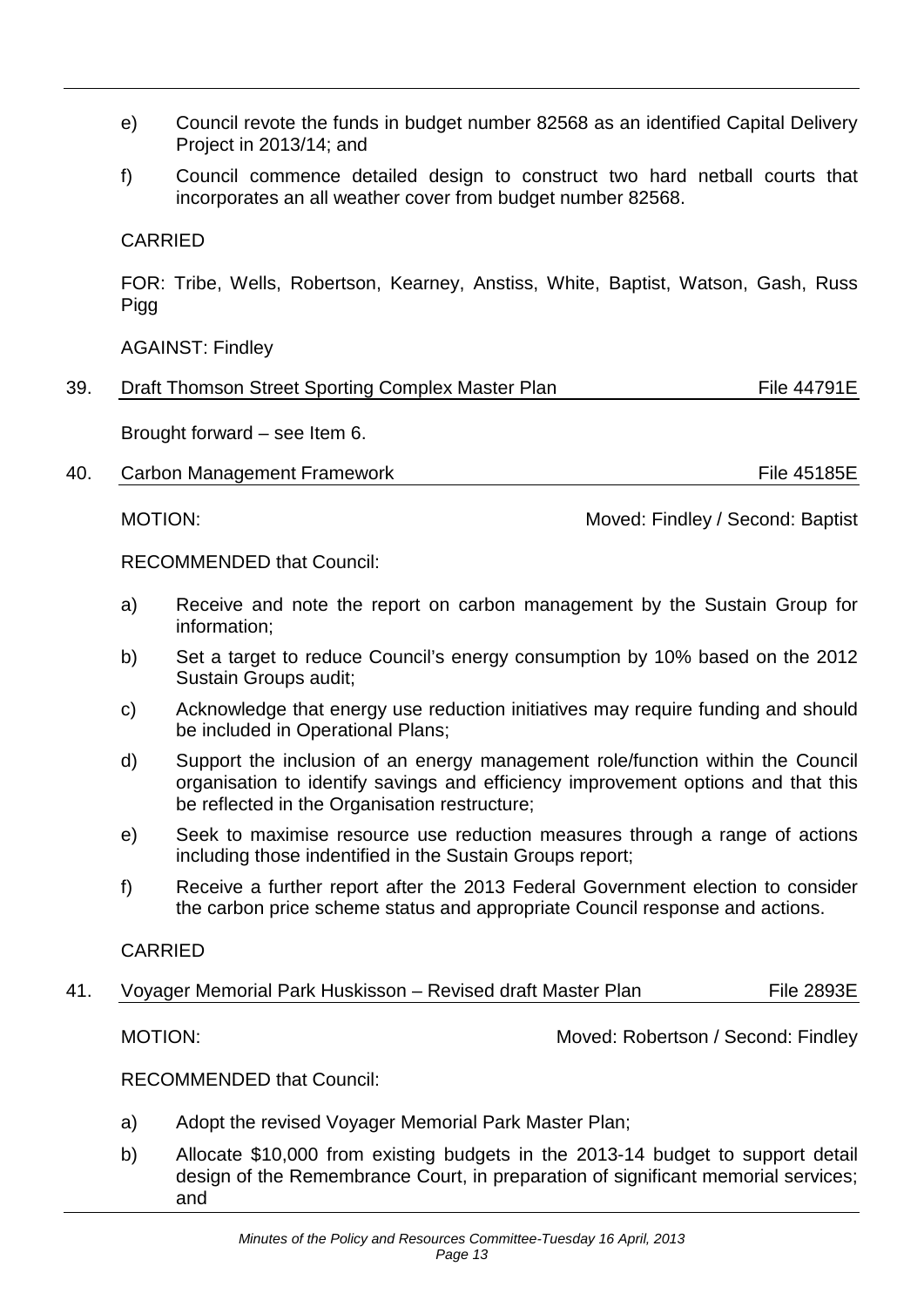e) Council revote the funds in budget number 82568 as an identified Capital Delivery Project in 2013/14; and

f) Council commence detailed design to construct two hard netball courts that incorporates an all weather cover from budget number 82568.

CARRIED

FOR: Tribe, Wells, Robertson, Kearney, Anstiss, White, Baptist, Watson, Gash, Russ Pigg

AGAINST: Findley

## 39. Draft Thomson Street Sporting Complex Master Plan — File 44791E

Brought forward – see Item 6.

## 40. Carbon Management Framework — File 45185E

MOTION: Moved: Findley / Second: Baptist

RECOMMENDED that Council:

a) Receive and note the report on carbon management by the Sustain Group for information;

b) Set a target to reduce Council's energy consumption by 10% based on the 2012 Sustain Groups audit;

c) Acknowledge that energy use reduction initiatives may require funding and should be included in Operational Plans;

d) Support the inclusion of an energy management role/function within the Council organisation to identify savings and efficiency improvement options and that this be reflected in the Organisation restructure;

e) Seek to maximise resource use reduction measures through a range of actions including those indentified in the Sustain Groups report;

f) Receive a further report after the 2013 Federal Government election to consider the carbon price scheme status and appropriate Council response and actions.

CARRIED

## 41. Voyager Memorial Park Huskisson – Revised draft Master Plan — File 2893E

MOTION: Moved: Robertson / Second: Findley

RECOMMENDED that Council:

a) Adopt the revised Voyager Memorial Park Master Plan;

b) Allocate $10,000 from existing budgets in the 2013-14 budget to support detail design of the Remembrance Court, in preparation of significant memorial services; and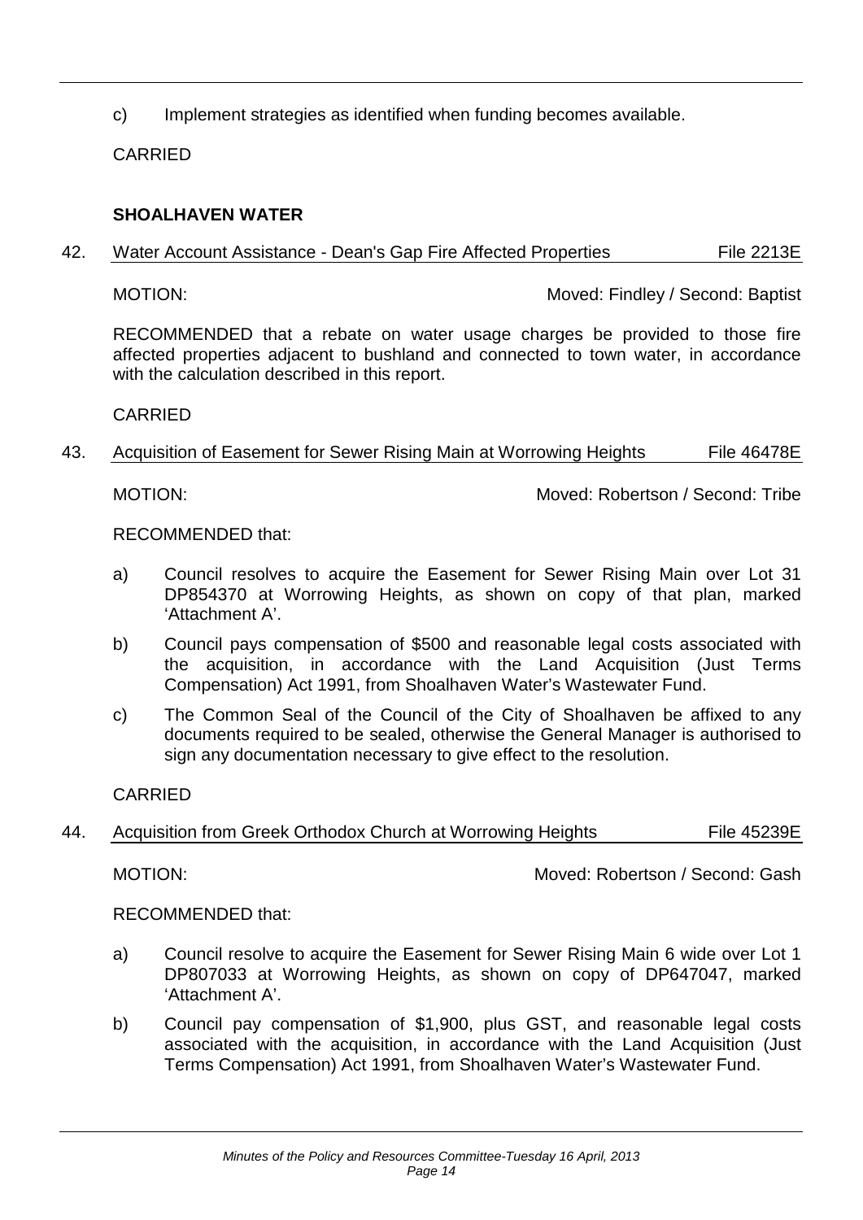c) Implement strategies as identified when funding becomes available.

CARRIED

**SHOALHAVEN WATER**

42. Water Account Assistance - Dean's Gap Fire Affected Properties File 2213E

MOTION: Moved: Findley / Second: Baptist

RECOMMENDED that a rebate on water usage charges be provided to those fire affected properties adjacent to bushland and connected to town water, in accordance with the calculation described in this report.

CARRIED

43. Acquisition of Easement for Sewer Rising Main at Worrowing Heights File 46478E

MOTION: Moved: Robertson / Second: Tribe

RECOMMENDED that:

a) Council resolves to acquire the Easement for Sewer Rising Main over Lot 31 DP854370 at Worrowing Heights, as shown on copy of that plan, marked 'Attachment A'.

b) Council pays compensation of $500 and reasonable legal costs associated with the acquisition, in accordance with the Land Acquisition (Just Terms Compensation) Act 1991, from Shoalhaven Water's Wastewater Fund.

c) The Common Seal of the Council of the City of Shoalhaven be affixed to any documents required to be sealed, otherwise the General Manager is authorised to sign any documentation necessary to give effect to the resolution.

CARRIED

44. Acquisition from Greek Orthodox Church at Worrowing Heights File 45239E

MOTION: Moved: Robertson / Second: Gash

RECOMMENDED that:

a) Council resolve to acquire the Easement for Sewer Rising Main 6 wide over Lot 1 DP807033 at Worrowing Heights, as shown on copy of DP647047, marked 'Attachment A'.

b) Council pay compensation of $1,900, plus GST, and reasonable legal costs associated with the acquisition, in accordance with the Land Acquisition (Just Terms Compensation) Act 1991, from Shoalhaven Water's Wastewater Fund.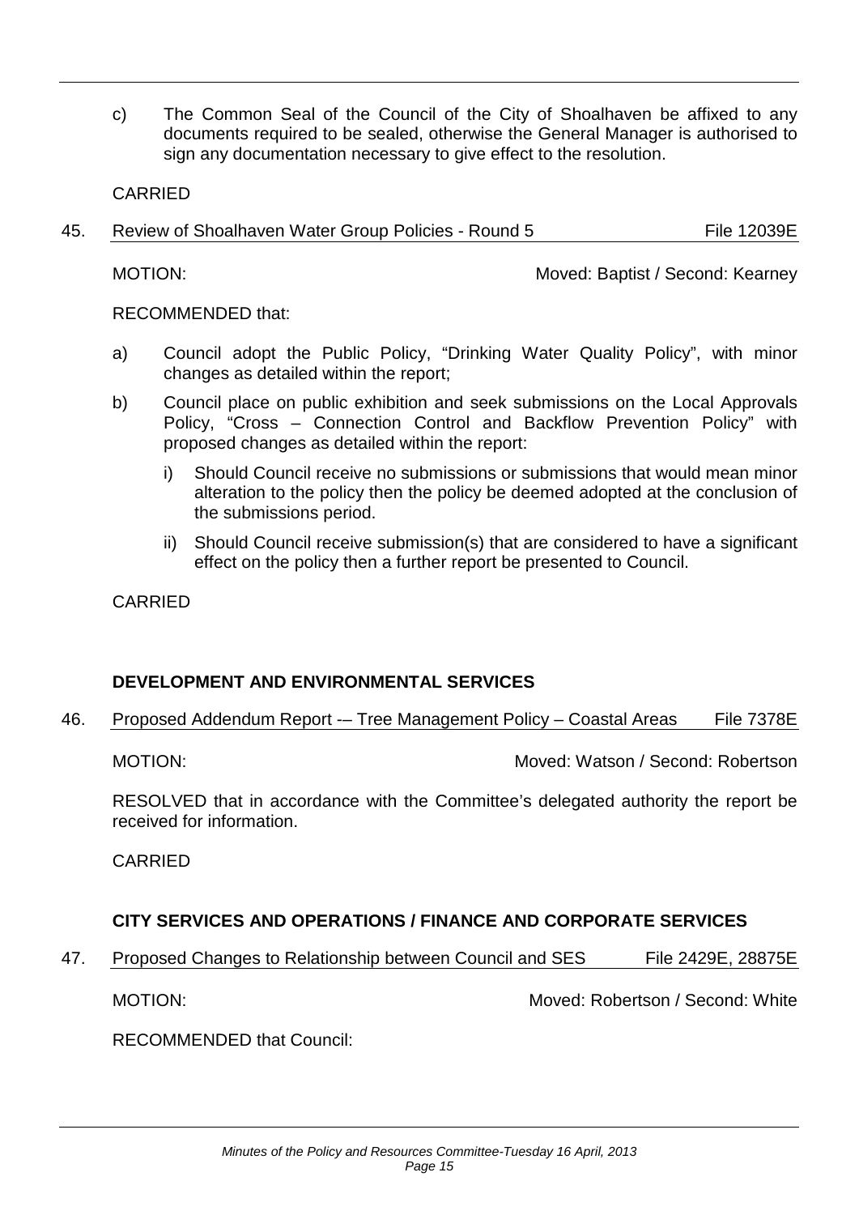c) The Common Seal of the Council of the City of Shoalhaven be affixed to any documents required to be sealed, otherwise the General Manager is authorised to sign any documentation necessary to give effect to the resolution.

CARRIED

45. Review of Shoalhaven Water Group Policies - Round 5 File 12039E

MOTION: Moved: Baptist / Second: Kearney

RECOMMENDED that:

a) Council adopt the Public Policy, "Drinking Water Quality Policy", with minor changes as detailed within the report;

b) Council place on public exhibition and seek submissions on the Local Approvals Policy, "Cross – Connection Control and Backflow Prevention Policy" with proposed changes as detailed within the report:

   i) Should Council receive no submissions or submissions that would mean minor alteration to the policy then the policy be deemed adopted at the conclusion of the submissions period.

   ii) Should Council receive submission(s) that are considered to have a significant effect on the policy then a further report be presented to Council.

CARRIED

**DEVELOPMENT AND ENVIRONMENTAL SERVICES**

46. Proposed Addendum Report -– Tree Management Policy – Coastal Areas File 7378E

MOTION: Moved: Watson / Second: Robertson

RESOLVED that in accordance with the Committee's delegated authority the report be received for information.

CARRIED

**CITY SERVICES AND OPERATIONS / FINANCE AND CORPORATE SERVICES**

47. Proposed Changes to Relationship between Council and SES File 2429E, 28875E

MOTION: Moved: Robertson / Second: White

RECOMMENDED that Council: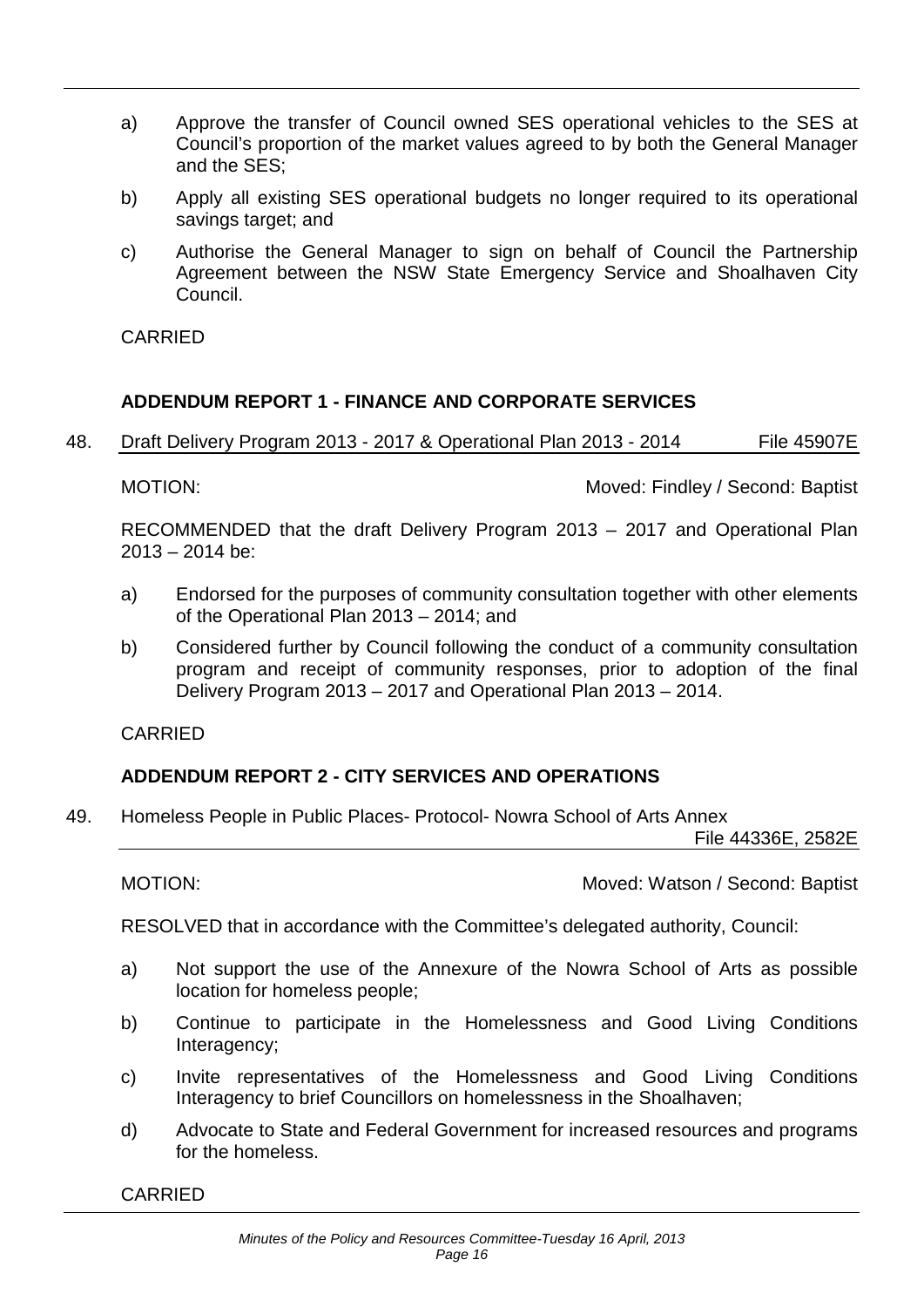a) Approve the transfer of Council owned SES operational vehicles to the SES at Council's proportion of the market values agreed to by both the General Manager and the SES;

b) Apply all existing SES operational budgets no longer required to its operational savings target; and

c) Authorise the General Manager to sign on behalf of Council the Partnership Agreement between the NSW State Emergency Service and Shoalhaven City Council.

CARRIED

## ADDENDUM REPORT 1 - FINANCE AND CORPORATE SERVICES

48. Draft Delivery Program 2013 - 2017 & Operational Plan 2013 - 2014 File 45907E

MOTION: Moved: Findley / Second: Baptist

RECOMMENDED that the draft Delivery Program 2013 – 2017 and Operational Plan 2013 – 2014 be:

a) Endorsed for the purposes of community consultation together with other elements of the Operational Plan 2013 – 2014; and

b) Considered further by Council following the conduct of a community consultation program and receipt of community responses, prior to adoption of the final Delivery Program 2013 – 2017 and Operational Plan 2013 – 2014.

CARRIED

## ADDENDUM REPORT 2 - CITY SERVICES AND OPERATIONS

49. Homeless People in Public Places- Protocol- Nowra School of Arts Annex File 44336E, 2582E

MOTION: Moved: Watson / Second: Baptist

RESOLVED that in accordance with the Committee's delegated authority, Council:

a) Not support the use of the Annexure of the Nowra School of Arts as possible location for homeless people;

b) Continue to participate in the Homelessness and Good Living Conditions Interagency;

c) Invite representatives of the Homelessness and Good Living Conditions Interagency to brief Councillors on homelessness in the Shoalhaven;

d) Advocate to State and Federal Government for increased resources and programs for the homeless.

CARRIED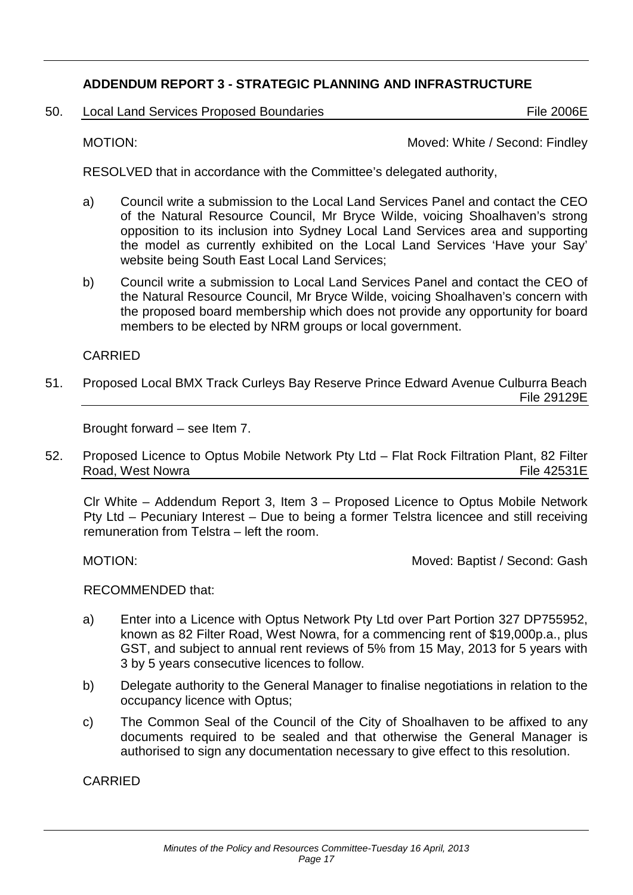## ADDENDUM REPORT 3 - STRATEGIC PLANNING AND INFRASTRUCTURE

**50. Local Land Services Proposed Boundaries** File 2006E

MOTION: Moved: White / Second: Findley

RESOLVED that in accordance with the Committee's delegated authority,

a) Council write a submission to the Local Land Services Panel and contact the CEO of the Natural Resource Council, Mr Bryce Wilde, voicing Shoalhaven's strong opposition to its inclusion into Sydney Local Land Services area and supporting the model as currently exhibited on the Local Land Services 'Have your Say' website being South East Local Land Services;

b) Council write a submission to Local Land Services Panel and contact the CEO of the Natural Resource Council, Mr Bryce Wilde, voicing Shoalhaven's concern with the proposed board membership which does not provide any opportunity for board members to be elected by NRM groups or local government.

CARRIED

**51. Proposed Local BMX Track Curleys Bay Reserve Prince Edward Avenue Culburra Beach** File 29129E

Brought forward – see Item 7.

**52. Proposed Licence to Optus Mobile Network Pty Ltd – Flat Rock Filtration Plant, 82 Filter Road, West Nowra** File 42531E

Clr White – Addendum Report 3, Item 3 – Proposed Licence to Optus Mobile Network Pty Ltd – Pecuniary Interest – Due to being a former Telstra licencee and still receiving remuneration from Telstra – left the room.

MOTION: Moved: Baptist / Second: Gash

RECOMMENDED that:

a) Enter into a Licence with Optus Network Pty Ltd over Part Portion 327 DP755952, known as 82 Filter Road, West Nowra, for a commencing rent of $19,000p.a., plus GST, and subject to annual rent reviews of 5% from 15 May, 2013 for 5 years with 3 by 5 years consecutive licences to follow.

b) Delegate authority to the General Manager to finalise negotiations in relation to the occupancy licence with Optus;

c) The Common Seal of the Council of the City of Shoalhaven to be affixed to any documents required to be sealed and that otherwise the General Manager is authorised to sign any documentation necessary to give effect to this resolution.

CARRIED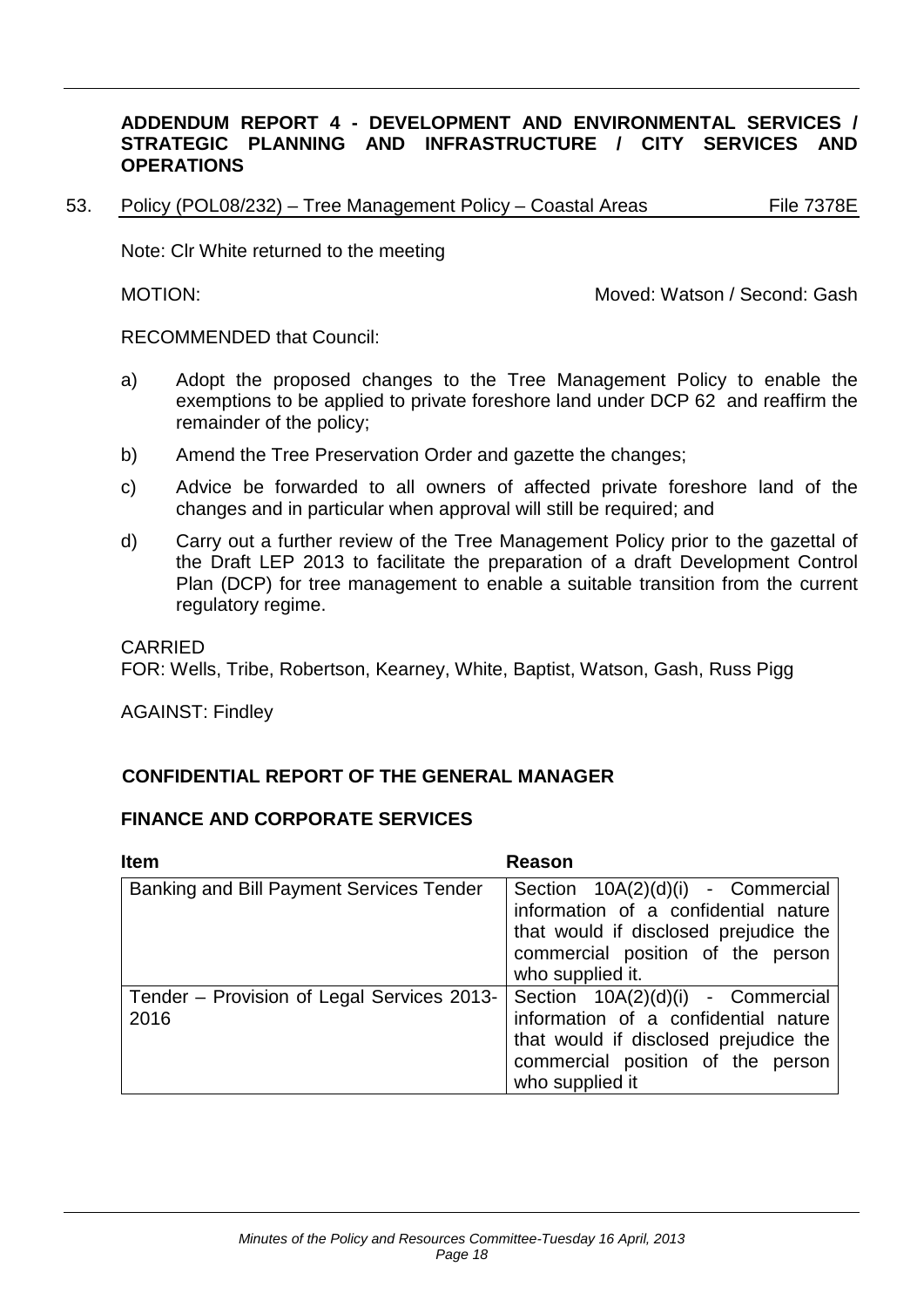**ADDENDUM REPORT 4 - DEVELOPMENT AND ENVIRONMENTAL SERVICES / STRATEGIC PLANNING AND INFRASTRUCTURE / CITY SERVICES AND OPERATIONS**

53. Policy (POL08/232) – Tree Management Policy – Coastal Areas File 7378E

Note: Clr White returned to the meeting

MOTION: Moved: Watson / Second: Gash

RECOMMENDED that Council:

a) Adopt the proposed changes to the Tree Management Policy to enable the exemptions to be applied to private foreshore land under DCP 62 and reaffirm the remainder of the policy;

b) Amend the Tree Preservation Order and gazette the changes;

c) Advice be forwarded to all owners of affected private foreshore land of the changes and in particular when approval will still be required; and

d) Carry out a further review of the Tree Management Policy prior to the gazettal of the Draft LEP 2013 to facilitate the preparation of a draft Development Control Plan (DCP) for tree management to enable a suitable transition from the current regulatory regime.

CARRIED
FOR: Wells, Tribe, Robertson, Kearney, White, Baptist, Watson, Gash, Russ Pigg

AGAINST: Findley

**CONFIDENTIAL REPORT OF THE GENERAL MANAGER**

**FINANCE AND CORPORATE SERVICES**

| Item | Reason |
|---|---|
| Banking and Bill Payment Services Tender | Section 10A(2)(d)(i) - Commercial information of a confidential nature that would if disclosed prejudice the commercial position of the person who supplied it. |
| Tender – Provision of Legal Services 2013-2016 | Section 10A(2)(d)(i) - Commercial information of a confidential nature that would if disclosed prejudice the commercial position of the person who supplied it |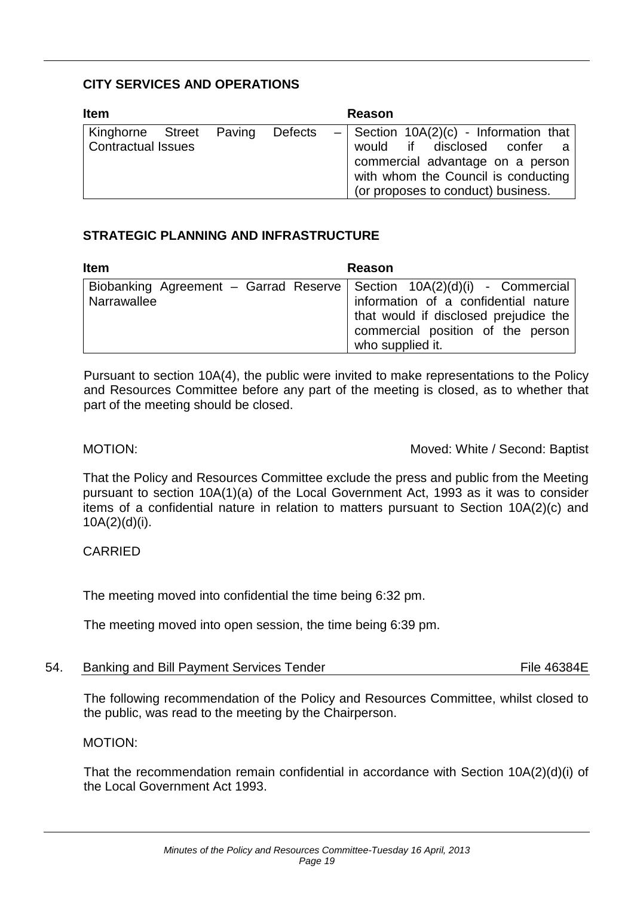### CITY SERVICES AND OPERATIONS

| Item | Reason |
|---|---|
| Kinghorne Street Paving Defects – Contractual Issues | Section 10A(2)(c) - Information that would if disclosed confer a commercial advantage on a person with whom the Council is conducting (or proposes to conduct) business. |

### STRATEGIC PLANNING AND INFRASTRUCTURE

| Item | Reason |
|---|---|
| Biobanking Agreement – Garrad Reserve Narrawallee | Section 10A(2)(d)(i) - Commercial information of a confidential nature that would if disclosed prejudice the commercial position of the person who supplied it. |

Pursuant to section 10A(4), the public were invited to make representations to the Policy and Resources Committee before any part of the meeting is closed, as to whether that part of the meeting should be closed.

MOTION: Moved: White / Second: Baptist

That the Policy and Resources Committee exclude the press and public from the Meeting pursuant to section 10A(1)(a) of the Local Government Act, 1993 as it was to consider items of a confidential nature in relation to matters pursuant to Section 10A(2)(c) and 10A(2)(d)(i).

CARRIED

The meeting moved into confidential the time being 6:32 pm.

The meeting moved into open session, the time being 6:39 pm.

54. Banking and Bill Payment Services Tender File 46384E

The following recommendation of the Policy and Resources Committee, whilst closed to the public, was read to the meeting by the Chairperson.

MOTION:

That the recommendation remain confidential in accordance with Section 10A(2)(d)(i) of the Local Government Act 1993.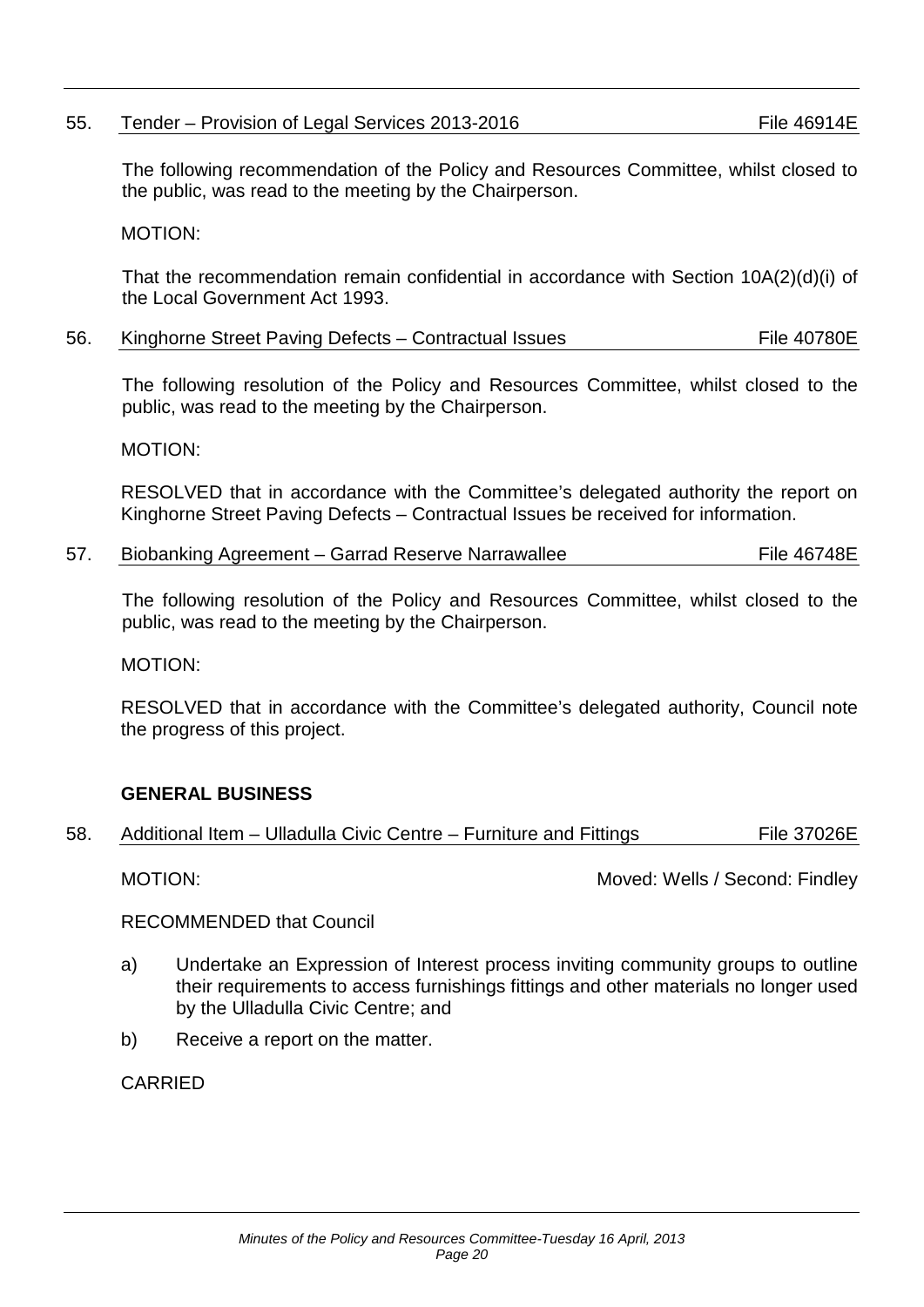55. Tender – Provision of Legal Services 2013-2016 File 46914E

The following recommendation of the Policy and Resources Committee, whilst closed to the public, was read to the meeting by the Chairperson.

MOTION:

That the recommendation remain confidential in accordance with Section 10A(2)(d)(i) of the Local Government Act 1993.

56. Kinghorne Street Paving Defects – Contractual Issues File 40780E

The following resolution of the Policy and Resources Committee, whilst closed to the public, was read to the meeting by the Chairperson.

MOTION:

RESOLVED that in accordance with the Committee's delegated authority the report on Kinghorne Street Paving Defects – Contractual Issues be received for information.

57. Biobanking Agreement – Garrad Reserve Narrawallee File 46748E

The following resolution of the Policy and Resources Committee, whilst closed to the public, was read to the meeting by the Chairperson.

MOTION:

RESOLVED that in accordance with the Committee's delegated authority, Council note the progress of this project.

**GENERAL BUSINESS**

58. Additional Item – Ulladulla Civic Centre – Furniture and Fittings File 37026E

MOTION: Moved: Wells / Second: Findley

RECOMMENDED that Council

a) Undertake an Expression of Interest process inviting community groups to outline their requirements to access furnishings fittings and other materials no longer used by the Ulladulla Civic Centre; and

b) Receive a report on the matter.

CARRIED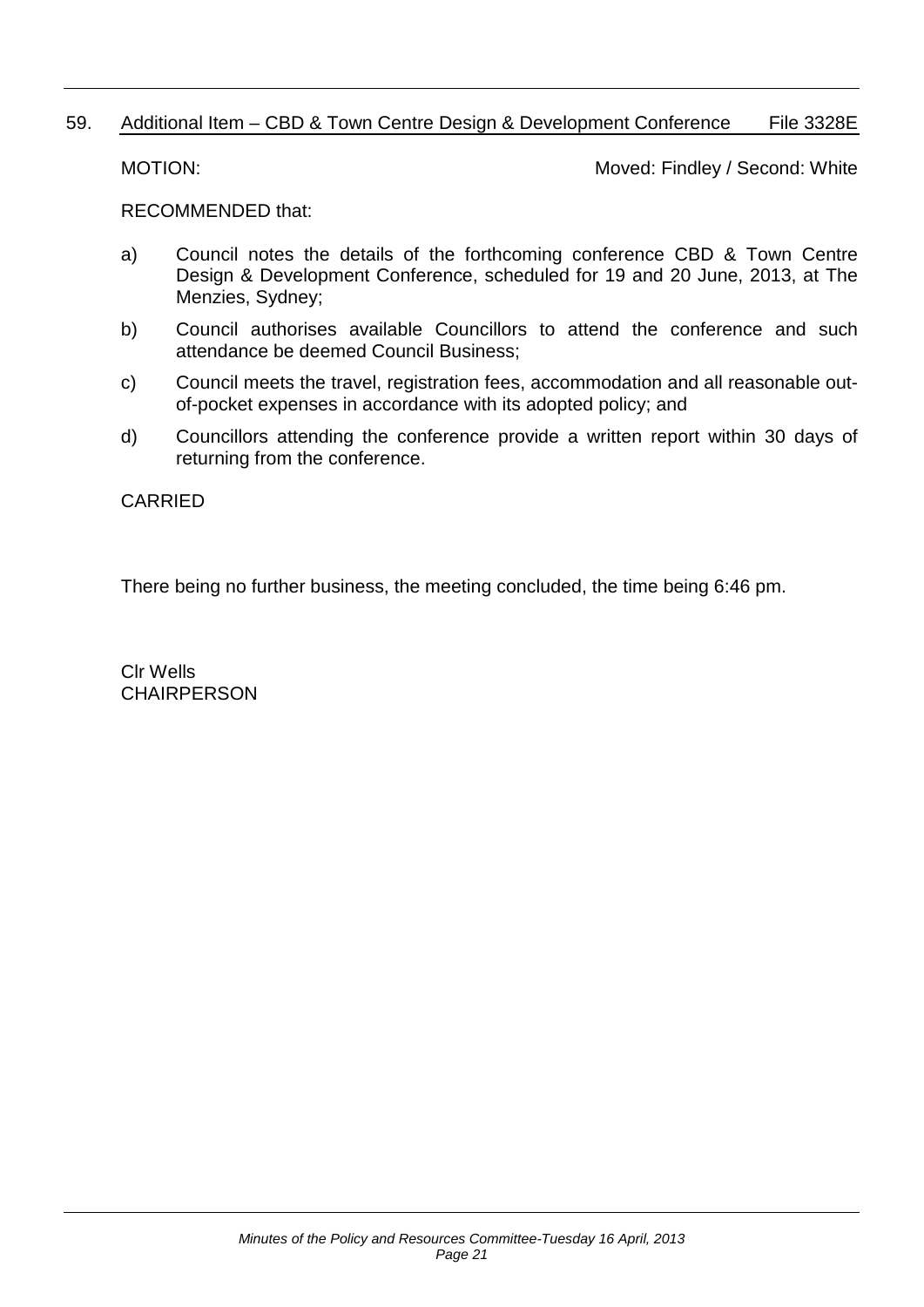## 59. Additional Item – CBD & Town Centre Design & Development Conference File 3328E

MOTION: Moved: Findley / Second: White

RECOMMENDED that:

a) Council notes the details of the forthcoming conference CBD & Town Centre Design & Development Conference, scheduled for 19 and 20 June, 2013, at The Menzies, Sydney;

b) Council authorises available Councillors to attend the conference and such attendance be deemed Council Business;

c) Council meets the travel, registration fees, accommodation and all reasonable out-of-pocket expenses in accordance with its adopted policy; and

d) Councillors attending the conference provide a written report within 30 days of returning from the conference.

CARRIED

There being no further business, the meeting concluded, the time being 6:46 pm.

Clr Wells
CHAIRPERSON